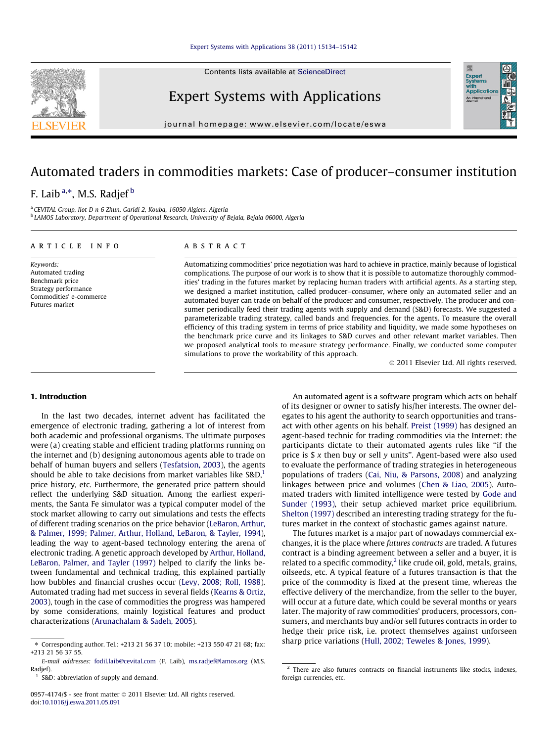# Automated traders in commodities markets: Case of producer–consumer institution

F. Laib [a,*], M.S. Radjef [b]

[a] CEVITAL Group, Ilot D n 6 Zhun, Garidi 2, Kouba, 16050 Algiers, Algeria

[b] LAMOS Laboratory, Department of Operational Research, University of Bejaia, Bejaia 06000, Algeria

## ARTICLE INFO

*Keywords:*
Automated trading
Benchmark price
Strategy performance
Commodities' e-commerce
Futures market

## ABSTRACT

Automatizing commodities' price negotiation was hard to achieve in practice, mainly because of logistical complications. The purpose of our work is to show that it is possible to automatize thoroughly commodities' trading in the futures market by replacing human traders with artificial agents. As a starting step, we designed a market institution, called producer–consumer, where only an automated seller and an automated buyer can trade on behalf of the producer and consumer, respectively. The producer and consumer periodically feed their trading agents with supply and demand (S&D) forecasts. We suggested a parameterizable trading strategy, called bands and frequencies, for the agents. To measure the overall efficiency of this trading system in terms of price stability and liquidity, we made some hypotheses on the benchmark price curve and its linkages to S&D curves and other relevant market variables. Then we proposed analytical tools to measure strategy performance. Finally, we conducted some computer simulations to prove the workability of this approach.

© 2011 Elsevier Ltd. All rights reserved.

## 1. Introduction

In the last two decades, internet advent has facilitated the emergence of electronic trading, gathering a lot of interest from both academic and professional organisms. The ultimate purposes were (a) creating stable and efficient trading platforms running on the internet and (b) designing autonomous agents able to trade on behalf of human buyers and sellers (Tesfatsion, 2003), the agents should be able to take decisions from market variables like S&D,[1] price history, etc. Furthermore, the generated price pattern should reflect the underlying S&D situation. Among the earliest experiments, the Santa Fe simulator was a typical computer model of the stock market allowing to carry out simulations and tests the effects of different trading scenarios on the price behavior (LeBaron, Arthur, & Palmer, 1999; Palmer, Arthur, Holland, LeBaron, & Tayler, 1994), leading the way to agent-based technology entering the arena of electronic trading. A genetic approach developed by Arthur, Holland, LeBaron, Palmer, and Tayler (1997) helped to clarify the links between fundamental and technical trading, this explained partially how bubbles and financial crushes occur (Levy, 2008; Roll, 1988). Automated trading had met success in several fields (Kearns & Ortiz, 2003), tough in the case of commodities the progress was hampered by some considerations, mainly logistical features and product characterizations (Arunachalam & Sadeh, 2005).

An automated agent is a software program which acts on behalf of its designer or owner to satisfy his/her interests. The owner delegates to his agent the authority to search opportunities and transact with other agents on his behalf. Preist (1999) has designed an agent-based technic for trading commodities via the Internet: the participants dictate to their automated agents rules like "if the price is $ x then buy or sell y units". Agent-based were also used to evaluate the performance of trading strategies in heterogeneous populations of traders (Cai, Niu, & Parsons, 2008) and analyzing linkages between price and volumes (Chen & Liao, 2005). Automated traders with limited intelligence were tested by Gode and Sunder (1993), their setup achieved market price equilibrium. Shelton (1997) described an interesting trading strategy for the futures market in the context of stochastic games against nature.

The futures market is a major part of nowadays commercial exchanges, it is the place where *futures contracts* are traded. A futures contract is a binding agreement between a seller and a buyer, it is related to a specific commodity,[2] like crude oil, gold, metals, grains, oilseeds, etc. A typical feature of a futures transaction is that the price of the commodity is fixed at the present time, whereas the effective delivery of the merchandize, from the seller to the buyer, will occur at a future date, which could be several months or years later. The majority of raw commodities' producers, processors, consumers, and merchants buy and/or sell futures contracts in order to hedge their price risk, i.e. protect themselves against unforseen sharp price variations (Hull, 2002; Teweles & Jones, 1999).

---

* Corresponding author. Tel.: +213 21 56 37 10; mobile: +213 550 47 21 68; fax: +213 21 56 37 55.

*E-mail addresses:* fodil.laib@cevital.com (F. Laib), ms.radjef@lamos.org (M.S. Radjef).

[1] S&D: abbreviation of supply and demand.

[2] There are also futures contracts on financial instruments like stocks, indexes, foreign currencies, etc.

0957-4174/$ - see front matter © 2011 Elsevier Ltd. All rights reserved.
doi:10.1016/j.eswa.2011.05.091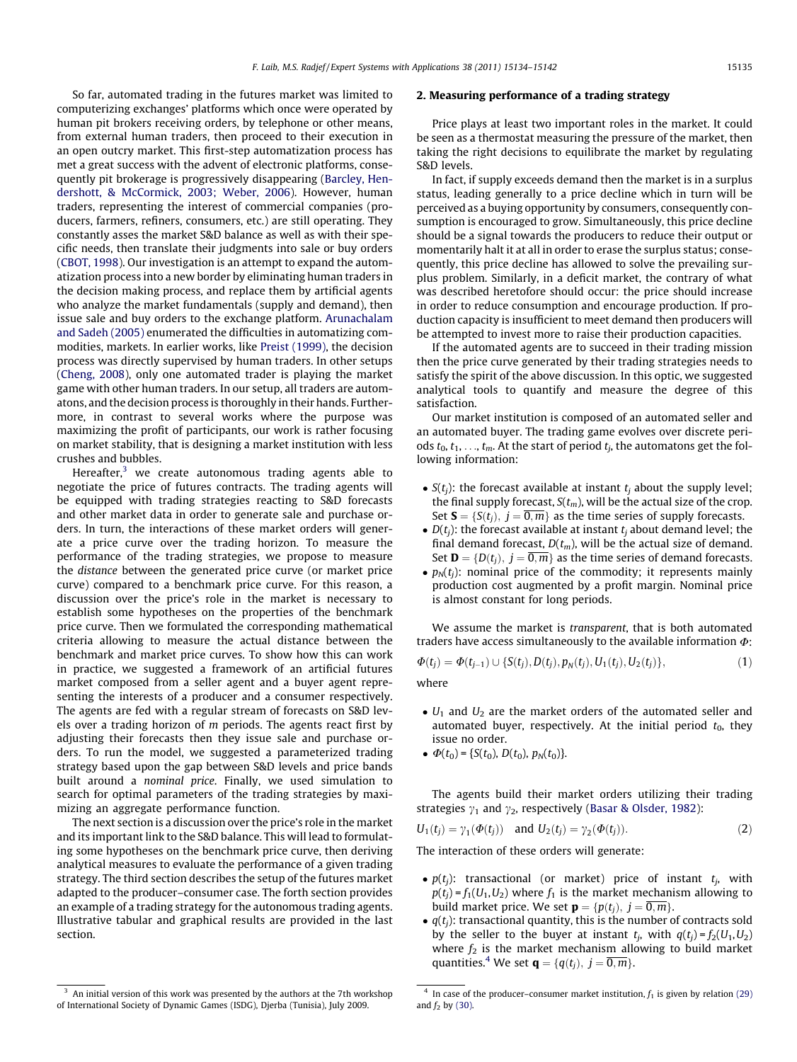So far, automated trading in the futures market was limited to computerizing exchanges' platforms which once were operated by human pit brokers receiving orders, by telephone or other means, from external human traders, then proceed to their execution in an open outcry market. This first-step automatization process has met a great success with the advent of electronic platforms, consequently pit brokerage is progressively disappearing (Barcley, Hendershott, & McCormick, 2003; Weber, 2006). However, human traders, representing the interest of commercial companies (producers, farmers, refiners, consumers, etc.) are still operating. They constantly asses the market S&D balance as well as with their specific needs, then translate their judgments into sale or buy orders (CBOT, 1998). Our investigation is an attempt to expand the automatization process into a new border by eliminating human traders in the decision making process, and replace them by artificial agents who analyze the market fundamentals (supply and demand), then issue sale and buy orders to the exchange platform. Arunachalam and Sadeh (2005) enumerated the difficulties in automatizing commodities, markets. In earlier works, like Preist (1999), the decision process was directly supervised by human traders. In other setups (Cheng, 2008), only one automated trader is playing the market game with other human traders. In our setup, all traders are automatons, and the decision process is thoroughly in their hands. Furthermore, in contrast to several works where the purpose was maximizing the profit of participants, our work is rather focusing on market stability, that is designing a market institution with less crushes and bubbles.

Hereafter,[3] we create autonomous trading agents able to negotiate the price of futures contracts. The trading agents will be equipped with trading strategies reacting to S&D forecasts and other market data in order to generate sale and purchase orders. In turn, the interactions of these market orders will generate a price curve over the trading horizon. To measure the performance of the trading strategies, we propose to measure the *distance* between the generated price curve (or market price curve) compared to a benchmark price curve. For this reason, a discussion over the price's role in the market is necessary to establish some hypotheses on the properties of the benchmark price curve. Then we formulated the corresponding mathematical criteria allowing to measure the actual distance between the benchmark and market price curves. To show how this can work in practice, we suggested a framework of an artificial futures market composed from a seller agent and a buyer agent representing the interests of a producer and a consumer respectively. The agents are fed with a regular stream of forecasts on S&D levels over a trading horizon of $m$ periods. The agents react first by adjusting their forecasts then they issue sale and purchase orders. To run the model, we suggested a parameterized trading strategy based upon the gap between S&D levels and price bands built around a *nominal price*. Finally, we used simulation to search for optimal parameters of the trading strategies by maximizing an aggregate performance function.

The next section is a discussion over the price's role in the market and its important link to the S&D balance. This will lead to formulating some hypotheses on the benchmark price curve, then deriving analytical measures to evaluate the performance of a given trading strategy. The third section describes the setup of the futures market adapted to the producer–consumer case. The forth section provides an example of a trading strategy for the autonomous trading agents. Illustrative tabular and graphical results are provided in the last section.

## 2. Measuring performance of a trading strategy

Price plays at least two important roles in the market. It could be seen as a thermostat measuring the pressure of the market, then taking the right decisions to equilibrate the market by regulating S&D levels.

In fact, if supply exceeds demand then the market is in a surplus status, leading generally to a price decline which in turn will be perceived as a buying opportunity by consumers, consequently consumption is encouraged to grow. Simultaneously, this price decline should be a signal towards the producers to reduce their output or momentarily halt it at all in order to erase the surplus status; consequently, this price decline has allowed to solve the prevailing surplus problem. Similarly, in a deficit market, the contrary of what was described heretofore should occur: the price should increase in order to reduce consumption and encourage production. If production capacity is insufficient to meet demand then producers will be attempted to invest more to raise their production capacities.

If the automated agents are to succeed in their trading mission then the price curve generated by their trading strategies needs to satisfy the spirit of the above discussion. In this optic, we suggested analytical tools to quantify and measure the degree of this satisfaction.

Our market institution is composed of an automated seller and an automated buyer. The trading game evolves over discrete periods $t_0, t_1, \ldots, t_m$. At the start of period $t_j$, the automatons get the following information:

- $S(t_j)$: the forecast available at instant $t_j$ about the supply level; the final supply forecast, $S(t_m)$, will be the actual size of the crop. Set $\mathbf{S} = \{S(t_j),\ j = \overline{0,m}\}$ as the time series of supply forecasts.
- $D(t_j)$: the forecast available at instant $t_j$ about demand level; the final demand forecast, $D(t_m)$, will be the actual size of demand. Set $\mathbf{D} = \{D(t_j),\ j = \overline{0,m}\}$ as the time series of demand forecasts.
- $p_N(t_j)$: nominal price of the commodity; it represents mainly production cost augmented by a profit margin. Nominal price is almost constant for long periods.

We assume the market is *transparent*, that is both automated traders have access simultaneously to the available information $\Phi$:

$$\Phi(t_j) = \Phi(t_{j-1}) \cup \{S(t_j), D(t_j), p_N(t_j), U_1(t_j), U_2(t_j)\}, \tag{1}$$

where

- $U_1$ and $U_2$ are the market orders of the automated seller and automated buyer, respectively. At the initial period $t_0$, they issue no order.
- $\Phi(t_0) = \{S(t_0), D(t_0), p_N(t_0)\}$.

The agents build their market orders utilizing their trading strategies $\gamma_1$ and $\gamma_2$, respectively (Basar & Olsder, 1982):

$$U_1(t_j) = \gamma_1(\Phi(t_j)) \quad \text{and} \quad U_2(t_j) = \gamma_2(\Phi(t_j)). \tag{2}$$

The interaction of these orders will generate:

- $p(t_j)$: transactional (or market) price of instant $t_j$, with $p(t_j) = f_1(U_1, U_2)$ where $f_1$ is the market mechanism allowing to build market price. We set $\mathbf{p} = \{p(t_j),\ j = \overline{0,m}\}$.
- $q(t_j)$: transactional quantity, this is the number of contracts sold by the seller to the buyer at instant $t_j$, with $q(t_j) = f_2(U_1, U_2)$ where $f_2$ is the market mechanism allowing to build market quantities.[4] We set $\mathbf{q} = \{q(t_j),\ j = \overline{0,m}\}$.

---

[3] An initial version of this work was presented by the authors at the 7th workshop of International Society of Dynamic Games (ISDG), Djerba (Tunisia), July 2009.

[4] In case of the producer–consumer market institution, $f_1$ is given by relation (29) and $f_2$ by (30).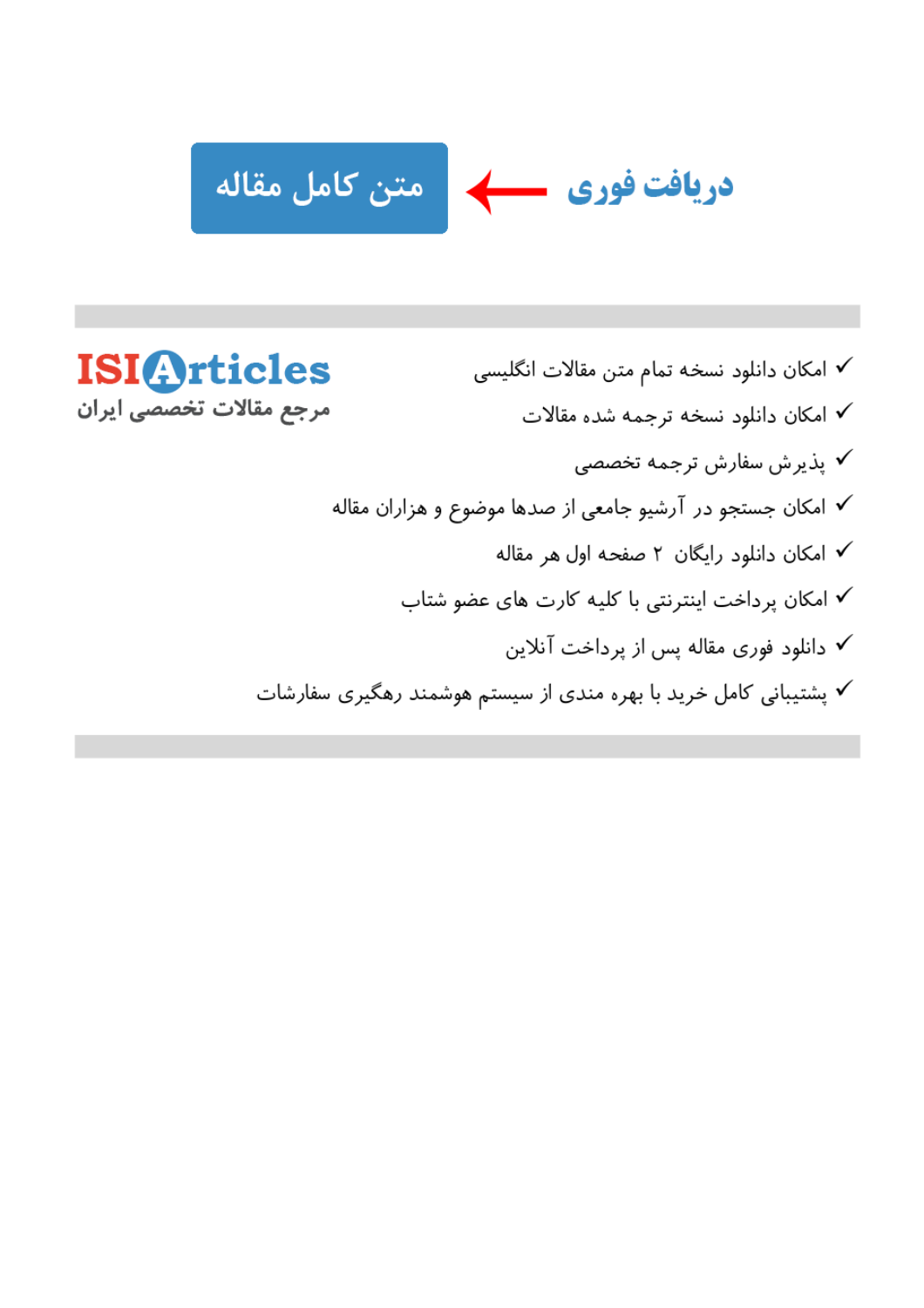دریافت فوری ← **متن کامل مقاله**

**ISIArticles**
مرجع مقالات تخصصی ایران

- ✓ امکان دانلود نسخه تمام متن مقالات انگلیسی
- ✓ امکان دانلود نسخه ترجمه شده مقالات
- ✓ پذیرش سفارش ترجمه تخصصی
- ✓ امکان جستجو در آرشیو جامعی از صدها موضوع و هزاران مقاله
- ✓ امکان دانلود رایگان ۲ صفحه اول هر مقاله
- ✓ امکان پرداخت اینترنتی با کلیه کارت های عضو شتاب
- ✓ دانلود فوری مقاله پس از پرداخت آنلاین
- ✓ پشتیبانی کامل خرید با بهره مندی از سیستم هوشمند رهگیری سفارشات